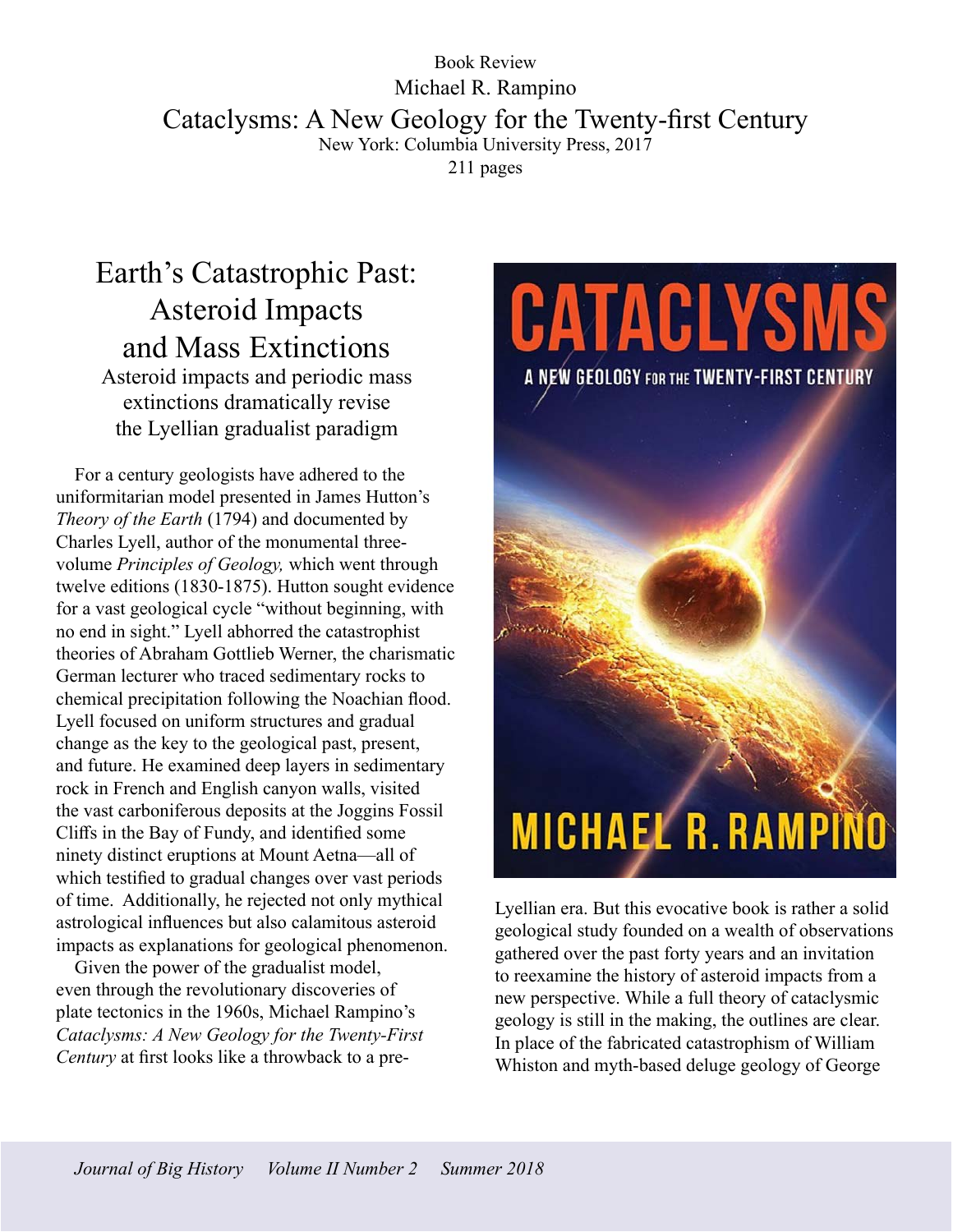Book Review

Michael R. Rampino

# Cataclysms: A New Geology for the Twenty-first Century

New York: Columbia University Press, 2017

211 pages

## Earth's Catastrophic Past: Asteroid Impacts and Mass Extinctions

### Asteroid impacts and periodic mass extinctions dramatically revise the Lyellian gradualist paradigm

For a century geologists have adhered to the uniformitarian model presented in James Hutton's *Theory of the Earth* (1794) and documented by Charles Lyell, author of the monumental three-volume *Principles of Geology,* which went through twelve editions (1830-1875). Hutton sought evidence for a vast geological cycle "without beginning, with no end in sight." Lyell abhorred the catastrophist theories of Abraham Gottlieb Werner, the charismatic German lecturer who traced sedimentary rocks to chemical precipitation following the Noachian flood. Lyell focused on uniform structures and gradual change as the key to the geological past, present, and future. He examined deep layers in sedimentary rock in French and English canyon walls, visited the vast carboniferous deposits at the Joggins Fossil Cliffs in the Bay of Fundy, and identified some ninety distinct eruptions at Mount Aetna—all of which testified to gradual changes over vast periods of time. Additionally, he rejected not only mythical astrological influences but also calamitous asteroid impacts as explanations for geological phenomenon.

Given the power of the gradualist model, even through the revolutionary discoveries of plate tectonics in the 1960s, Michael Rampino's *Cataclysms: A New Geology for the Twenty-First Century* at first looks like a throwback to a pre-Lyellian era. But this evocative book is rather a solid geological study founded on a wealth of observations gathered over the past forty years and an invitation to reexamine the history of asteroid impacts from a new perspective. While a full theory of cataclysmic geology is still in the making, the outlines are clear. In place of the fabricated catastrophism of William Whiston and myth-based deluge geology of George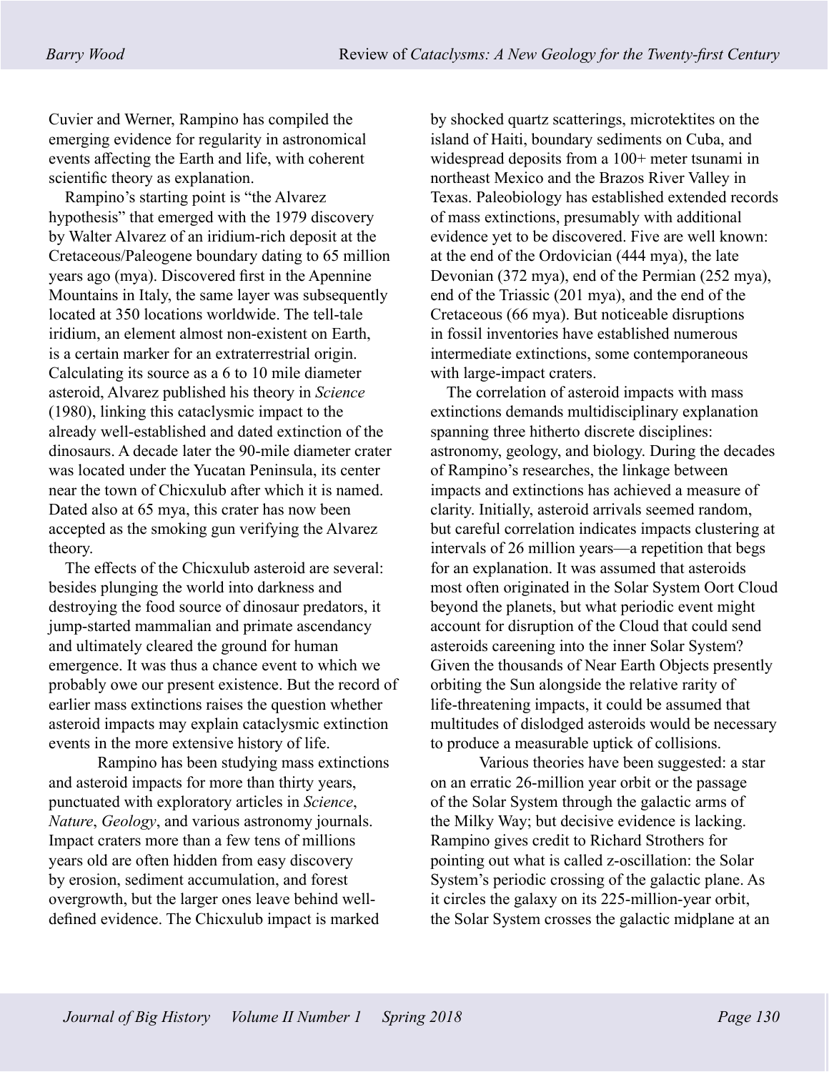Cuvier and Werner, Rampino has compiled the emerging evidence for regularity in astronomical events affecting the Earth and life, with coherent scientific theory as explanation.

Rampino's starting point is "the Alvarez hypothesis" that emerged with the 1979 discovery by Walter Alvarez of an iridium-rich deposit at the Cretaceous/Paleogene boundary dating to 65 million years ago (mya). Discovered first in the Apennine Mountains in Italy, the same layer was subsequently located at 350 locations worldwide. The tell-tale iridium, an element almost non-existent on Earth, is a certain marker for an extraterrestrial origin. Calculating its source as a 6 to 10 mile diameter asteroid, Alvarez published his theory in *Science* (1980), linking this cataclysmic impact to the already well-established and dated extinction of the dinosaurs. A decade later the 90-mile diameter crater was located under the Yucatan Peninsula, its center near the town of Chicxulub after which it is named. Dated also at 65 mya, this crater has now been accepted as the smoking gun verifying the Alvarez theory.

The effects of the Chicxulub asteroid are several: besides plunging the world into darkness and destroying the food source of dinosaur predators, it jump-started mammalian and primate ascendancy and ultimately cleared the ground for human emergence. It was thus a chance event to which we probably owe our present existence. But the record of earlier mass extinctions raises the question whether asteroid impacts may explain cataclysmic extinction events in the more extensive history of life.

Rampino has been studying mass extinctions and asteroid impacts for more than thirty years, punctuated with exploratory articles in *Science*, *Nature*, *Geology*, and various astronomy journals. Impact craters more than a few tens of millions years old are often hidden from easy discovery by erosion, sediment accumulation, and forest overgrowth, but the larger ones leave behind well-defined evidence. The Chicxulub impact is marked by shocked quartz scatterings, microtektites on the island of Haiti, boundary sediments on Cuba, and widespread deposits from a 100+ meter tsunami in northeast Mexico and the Brazos River Valley in Texas. Paleobiology has established extended records of mass extinctions, presumably with additional evidence yet to be discovered. Five are well known: at the end of the Ordovician (444 mya), the late Devonian (372 mya), end of the Permian (252 mya), end of the Triassic (201 mya), and the end of the Cretaceous (66 mya). But noticeable disruptions in fossil inventories have established numerous intermediate extinctions, some contemporaneous with large-impact craters.

The correlation of asteroid impacts with mass extinctions demands multidisciplinary explanation spanning three hitherto discrete disciplines: astronomy, geology, and biology. During the decades of Rampino's researches, the linkage between impacts and extinctions has achieved a measure of clarity. Initially, asteroid arrivals seemed random, but careful correlation indicates impacts clustering at intervals of 26 million years—a repetition that begs for an explanation. It was assumed that asteroids most often originated in the Solar System Oort Cloud beyond the planets, but what periodic event might account for disruption of the Cloud that could send asteroids careening into the inner Solar System? Given the thousands of Near Earth Objects presently orbiting the Sun alongside the relative rarity of life-threatening impacts, it could be assumed that multitudes of dislodged asteroids would be necessary to produce a measurable uptick of collisions.

Various theories have been suggested: a star on an erratic 26-million year orbit or the passage of the Solar System through the galactic arms of the Milky Way; but decisive evidence is lacking. Rampino gives credit to Richard Strothers for pointing out what is called z-oscillation: the Solar System's periodic crossing of the galactic plane. As it circles the galaxy on its 225-million-year orbit, the Solar System crosses the galactic midplane at an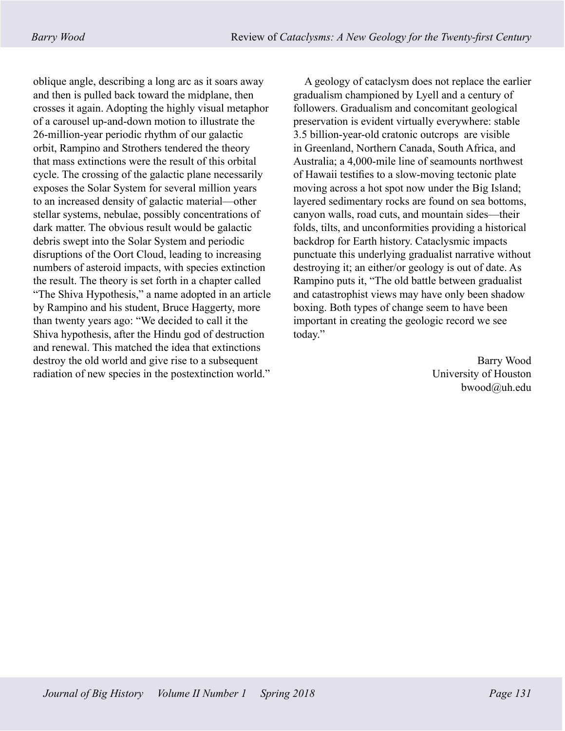oblique angle, describing a long arc as it soars away and then is pulled back toward the midplane, then crosses it again. Adopting the highly visual metaphor of a carousel up-and-down motion to illustrate the 26-million-year periodic rhythm of our galactic orbit, Rampino and Strothers tendered the theory that mass extinctions were the result of this orbital cycle. The crossing of the galactic plane necessarily exposes the Solar System for several million years to an increased density of galactic material—other stellar systems, nebulae, possibly concentrations of dark matter. The obvious result would be galactic debris swept into the Solar System and periodic disruptions of the Oort Cloud, leading to increasing numbers of asteroid impacts, with species extinction the result. The theory is set forth in a chapter called "The Shiva Hypothesis," a name adopted in an article by Rampino and his student, Bruce Haggerty, more than twenty years ago: "We decided to call it the Shiva hypothesis, after the Hindu god of destruction and renewal. This matched the idea that extinctions destroy the old world and give rise to a subsequent radiation of new species in the postextinction world."

A geology of cataclysm does not replace the earlier gradualism championed by Lyell and a century of followers. Gradualism and concomitant geological preservation is evident virtually everywhere: stable 3.5 billion-year-old cratonic outcrops are visible in Greenland, Northern Canada, South Africa, and Australia; a 4,000-mile line of seamounts northwest of Hawaii testifies to a slow-moving tectonic plate moving across a hot spot now under the Big Island; layered sedimentary rocks are found on sea bottoms, canyon walls, road cuts, and mountain sides—their folds, tilts, and unconformities providing a historical backdrop for Earth history. Cataclysmic impacts punctuate this underlying gradualist narrative without destroying it; an either/or geology is out of date. As Rampino puts it, "The old battle between gradualist and catastrophist views may have only been shadow boxing. Both types of change seem to have been important in creating the geologic record we see today."

Barry Wood
University of Houston
bwood@uh.edu